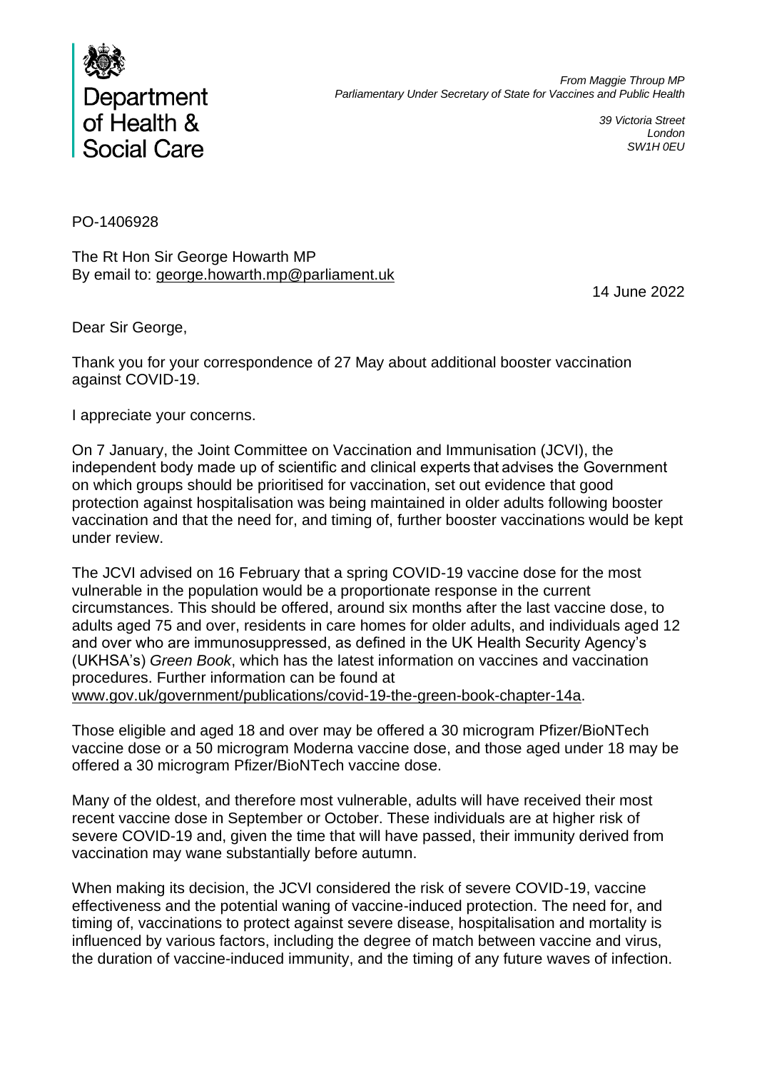Department of Health & Social Care

*From Maggie Throup MP*
*Parliamentary Under Secretary of State for Vaccines and Public Health*

*39 Victoria Street*
*London*
*SW1H 0EU*

PO-1406928

The Rt Hon Sir George Howarth MP
By email to: george.howarth.mp@parliament.uk

14 June 2022

Dear Sir George,

Thank you for your correspondence of 27 May about additional booster vaccination against COVID-19.

I appreciate your concerns.

On 7 January, the Joint Committee on Vaccination and Immunisation (JCVI), the independent body made up of scientific and clinical experts that advises the Government on which groups should be prioritised for vaccination, set out evidence that good protection against hospitalisation was being maintained in older adults following booster vaccination and that the need for, and timing of, further booster vaccinations would be kept under review.

The JCVI advised on 16 February that a spring COVID-19 vaccine dose for the most vulnerable in the population would be a proportionate response in the current circumstances. This should be offered, around six months after the last vaccine dose, to adults aged 75 and over, residents in care homes for older adults, and individuals aged 12 and over who are immunosuppressed, as defined in the UK Health Security Agency's (UKHSA's) *Green Book*, which has the latest information on vaccines and vaccination procedures. Further information can be found at www.gov.uk/government/publications/covid-19-the-green-book-chapter-14a.

Those eligible and aged 18 and over may be offered a 30 microgram Pfizer/BioNTech vaccine dose or a 50 microgram Moderna vaccine dose, and those aged under 18 may be offered a 30 microgram Pfizer/BioNTech vaccine dose.

Many of the oldest, and therefore most vulnerable, adults will have received their most recent vaccine dose in September or October. These individuals are at higher risk of severe COVID-19 and, given the time that will have passed, their immunity derived from vaccination may wane substantially before autumn.

When making its decision, the JCVI considered the risk of severe COVID-19, vaccine effectiveness and the potential waning of vaccine-induced protection. The need for, and timing of, vaccinations to protect against severe disease, hospitalisation and mortality is influenced by various factors, including the degree of match between vaccine and virus, the duration of vaccine-induced immunity, and the timing of any future waves of infection.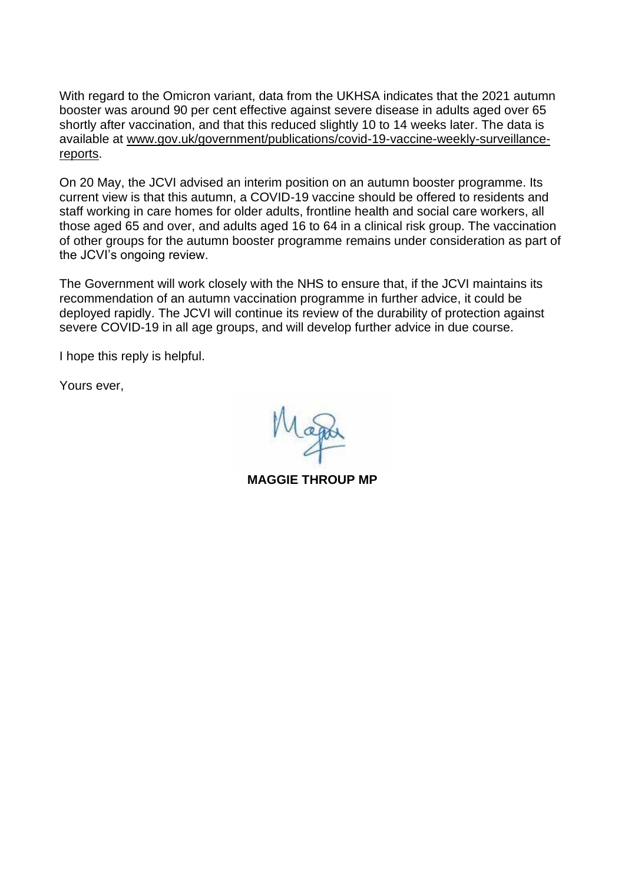With regard to the Omicron variant, data from the UKHSA indicates that the 2021 autumn booster was around 90 per cent effective against severe disease in adults aged over 65 shortly after vaccination, and that this reduced slightly 10 to 14 weeks later. The data is available at [www.gov.uk/government/publications/covid-19-vaccine-weekly-surveillance-reports](http://www.gov.uk/government/publications/covid-19-vaccine-weekly-surveillance-reports).

On 20 May, the JCVI advised an interim position on an autumn booster programme. Its current view is that this autumn, a COVID-19 vaccine should be offered to residents and staff working in care homes for older adults, frontline health and social care workers, all those aged 65 and over, and adults aged 16 to 64 in a clinical risk group. The vaccination of other groups for the autumn booster programme remains under consideration as part of the JCVI's ongoing review.

The Government will work closely with the NHS to ensure that, if the JCVI maintains its recommendation of an autumn vaccination programme in further advice, it could be deployed rapidly. The JCVI will continue its review of the durability of protection against severe COVID-19 in all age groups, and will develop further advice in due course.

I hope this reply is helpful.

Yours ever,

Maggie

**MAGGIE THROUP MP**